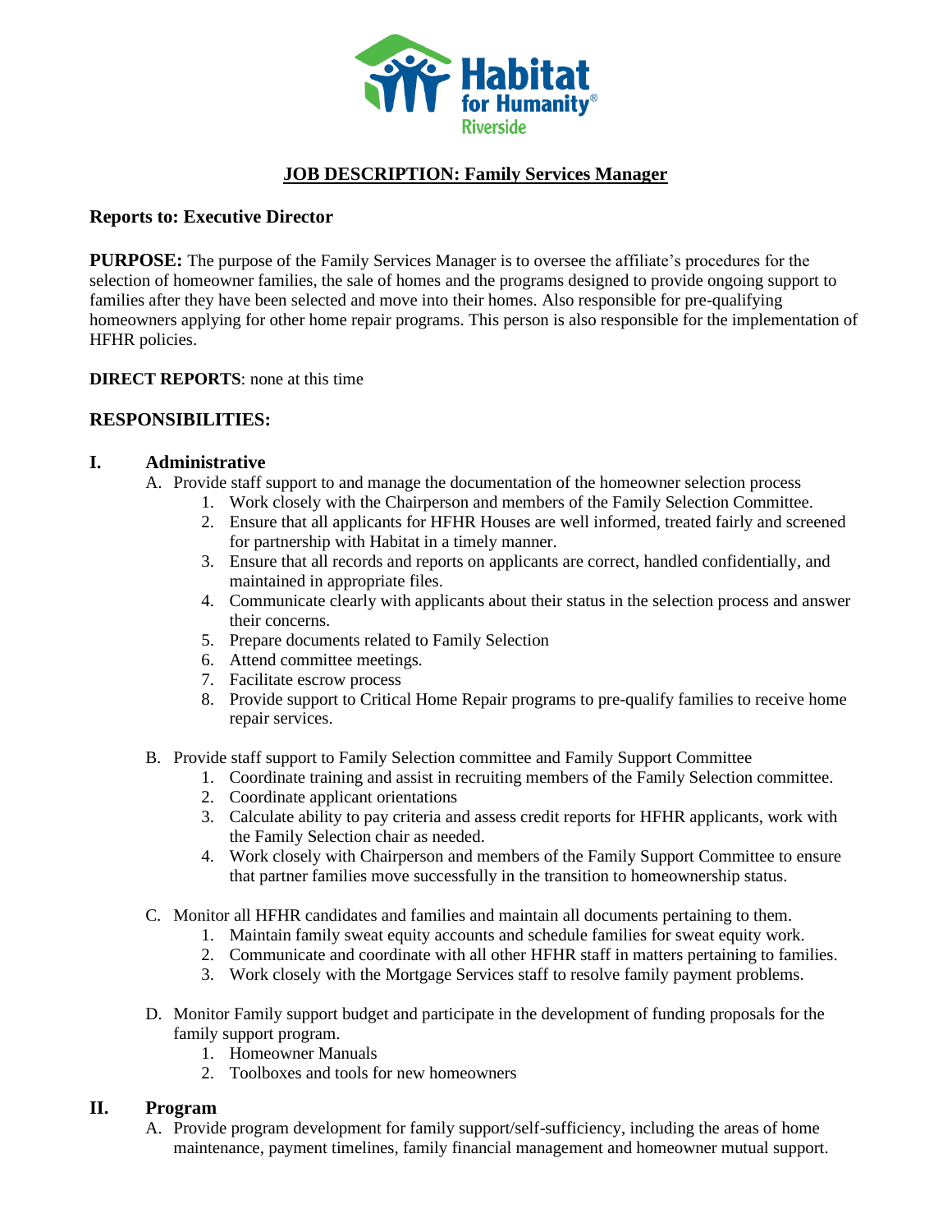# JOB DESCRIPTION: Family Services Manager

**Reports to: Executive Director**

**PURPOSE:** The purpose of the Family Services Manager is to oversee the affiliate's procedures for the selection of homeowner families, the sale of homes and the programs designed to provide ongoing support to families after they have been selected and move into their homes. Also responsible for pre-qualifying homeowners applying for other home repair programs. This person is also responsible for the implementation of HFHR policies.

**DIRECT REPORTS**: none at this time

## RESPONSIBILITIES:

### I. Administrative

A. Provide staff support to and manage the documentation of the homeowner selection process
   1. Work closely with the Chairperson and members of the Family Selection Committee.
   2. Ensure that all applicants for HFHR Houses are well informed, treated fairly and screened for partnership with Habitat in a timely manner.
   3. Ensure that all records and reports on applicants are correct, handled confidentially, and maintained in appropriate files.
   4. Communicate clearly with applicants about their status in the selection process and answer their concerns.
   5. Prepare documents related to Family Selection
   6. Attend committee meetings.
   7. Facilitate escrow process
   8. Provide support to Critical Home Repair programs to pre-qualify families to receive home repair services.

B. Provide staff support to Family Selection committee and Family Support Committee
   1. Coordinate training and assist in recruiting members of the Family Selection committee.
   2. Coordinate applicant orientations
   3. Calculate ability to pay criteria and assess credit reports for HFHR applicants, work with the Family Selection chair as needed.
   4. Work closely with Chairperson and members of the Family Support Committee to ensure that partner families move successfully in the transition to homeownership status.

C. Monitor all HFHR candidates and families and maintain all documents pertaining to them.
   1. Maintain family sweat equity accounts and schedule families for sweat equity work.
   2. Communicate and coordinate with all other HFHR staff in matters pertaining to families.
   3. Work closely with the Mortgage Services staff to resolve family payment problems.

D. Monitor Family support budget and participate in the development of funding proposals for the family support program.
   1. Homeowner Manuals
   2. Toolboxes and tools for new homeowners

### II. Program

A. Provide program development for family support/self-sufficiency, including the areas of home maintenance, payment timelines, family financial management and homeowner mutual support.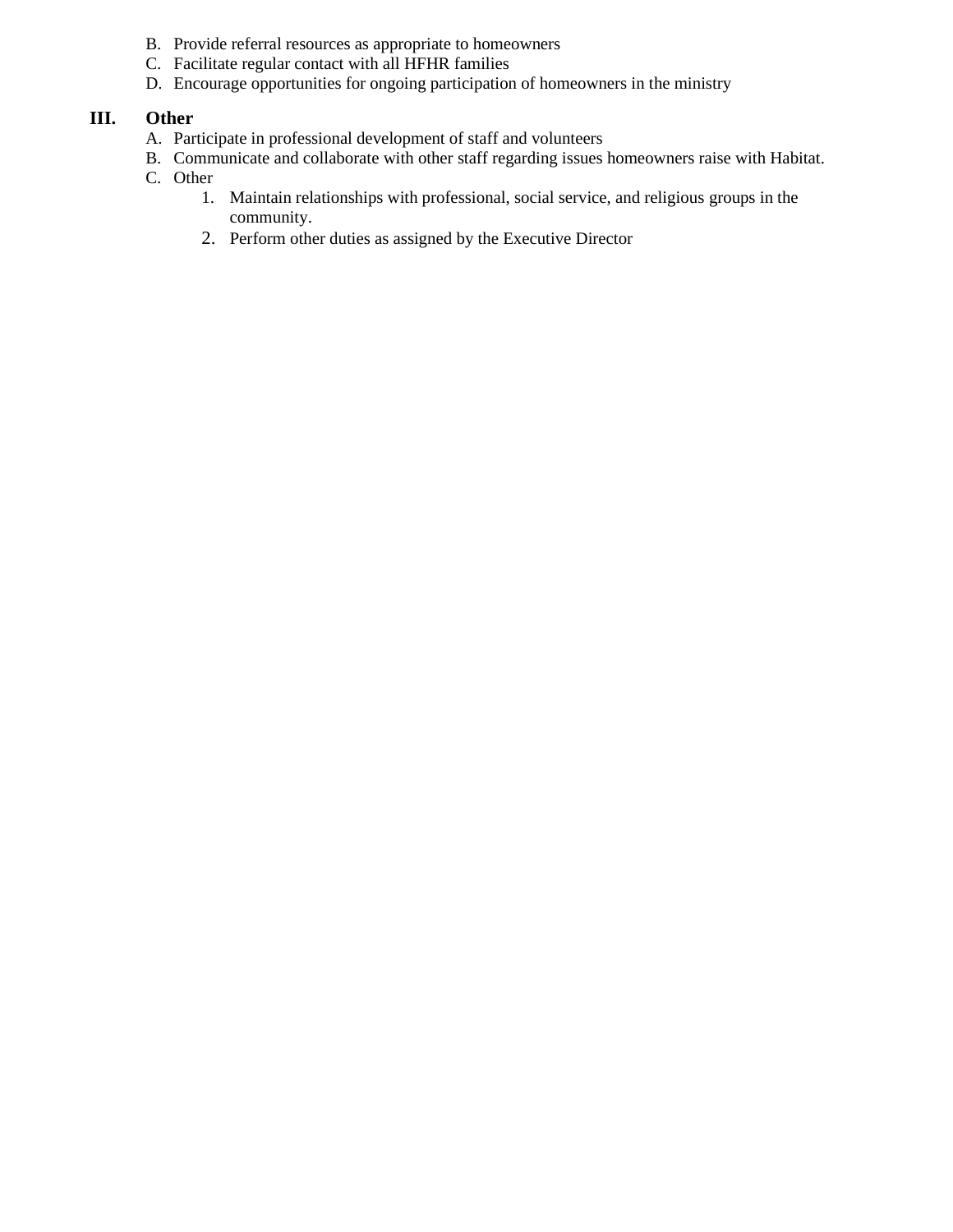B. Provide referral resources as appropriate to homeowners
C. Facilitate regular contact with all HFHR families
D. Encourage opportunities for ongoing participation of homeowners in the ministry

## III. Other

A. Participate in professional development of staff and volunteers
B. Communicate and collaborate with other staff regarding issues homeowners raise with Habitat.
C. Other
   1. Maintain relationships with professional, social service, and religious groups in the community.
   2. Perform other duties as assigned by the Executive Director